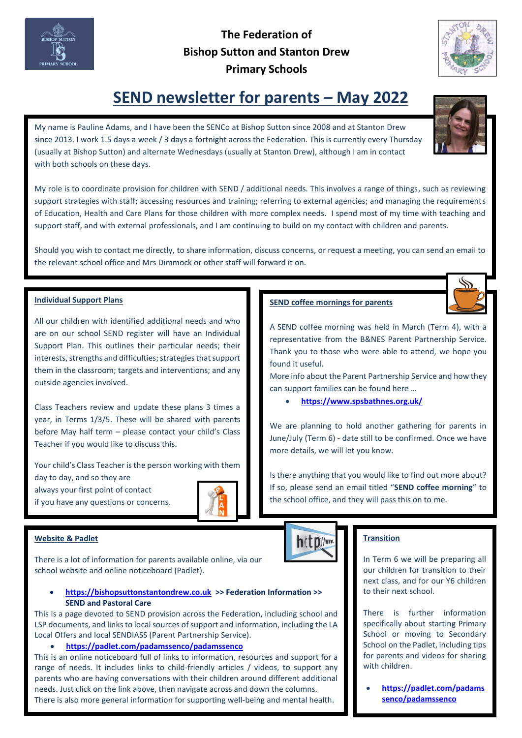# The Federation of Bishop Sutton and Stanton Drew Primary Schools

# SEND newsletter for parents – May 2022

My name is Pauline Adams, and I have been the SENCo at Bishop Sutton since 2008 and at Stanton Drew since 2013. I work 1.5 days a week / 3 days a fortnight across the Federation. This is currently every Thursday (usually at Bishop Sutton) and alternate Wednesdays (usually at Stanton Drew), although I am in contact with both schools on these days.

My role is to coordinate provision for children with SEND / additional needs. This involves a range of things, such as reviewing support strategies with staff; accessing resources and training; referring to external agencies; and managing the requirements of Education, Health and Care Plans for those children with more complex needs. I spend most of my time with teaching and support staff, and with external professionals, and I am continuing to build on my contact with children and parents.

Should you wish to contact me directly, to share information, discuss concerns, or request a meeting, you can send an email to the relevant school office and Mrs Dimmock or other staff will forward it on.

## Individual Support Plans

All our children with identified additional needs and who are on our school SEND register will have an Individual Support Plan. This outlines their particular needs; their interests, strengths and difficulties; strategies that support them in the classroom; targets and interventions; and any outside agencies involved.

Class Teachers review and update these plans 3 times a year, in Terms 1/3/5. These will be shared with parents before May half term – please contact your child's Class Teacher if you would like to discuss this.

Your child's Class Teacher is the person working with them day to day, and so they are always your first point of contact if you have any questions or concerns.

## SEND coffee mornings for parents

A SEND coffee morning was held in March (Term 4), with a representative from the B&NES Parent Partnership Service. Thank you to those who were able to attend, we hope you found it useful.

More info about the Parent Partnership Service and how they can support families can be found here …

- https://www.spsbathnes.org.uk/

We are planning to hold another gathering for parents in June/July (Term 6) - date still to be confirmed. Once we have more details, we will let you know.

Is there anything that you would like to find out more about? If so, please send an email titled "**SEND coffee morning**" to the school office, and they will pass this on to me.

## Website & Padlet

There is a lot of information for parents available online, via our school website and online noticeboard (Padlet).

- https://bishopsuttonstantondrew.co.uk **>> Federation Information >> SEND and Pastoral Care**

This is a page devoted to SEND provision across the Federation, including school and LSP documents, and links to local sources of support and information, including the LA Local Offers and local SENDIASS (Parent Partnership Service).

- https://padlet.com/padamssenco/padamssenco

This is an online noticeboard full of links to information, resources and support for a range of needs. It includes links to child-friendly articles / videos, to support any parents who are having conversations with their children around different additional needs. Just click on the link above, then navigate across and down the columns.
There is also more general information for supporting well-being and mental health.

## Transition

In Term 6 we will be preparing all our children for transition to their next class, and for our Y6 children to their next school.

There is further information specifically about starting Primary School or moving to Secondary School on the Padlet, including tips for parents and videos for sharing with children.

- https://padlet.com/padamssenco/padamssenco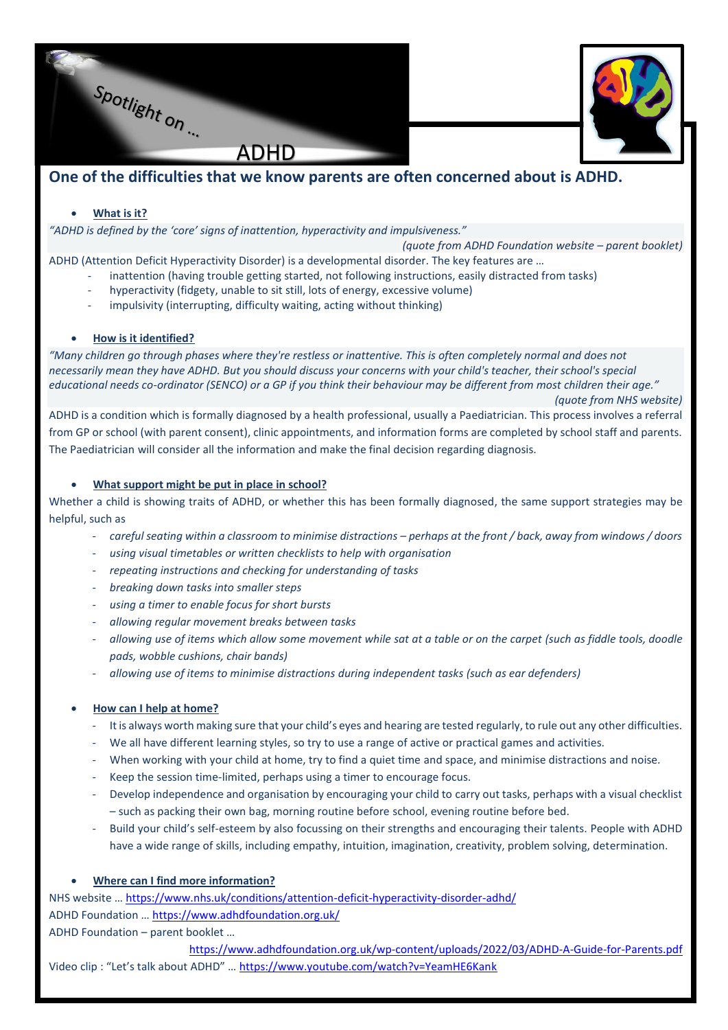Spotlight on …

# ADHD

## One of the difficulties that we know parents are often concerned about is ADHD.

- **What is it?**

*"ADHD is defined by the 'core' signs of inattention, hyperactivity and impulsiveness."*

*(quote from ADHD Foundation website – parent booklet)*

ADHD (Attention Deficit Hyperactivity Disorder) is a developmental disorder. The key features are …

- inattention (having trouble getting started, not following instructions, easily distracted from tasks)
- hyperactivity (fidgety, unable to sit still, lots of energy, excessive volume)
- impulsivity (interrupting, difficulty waiting, acting without thinking)

- **How is it identified?**

*"Many children go through phases where they're restless or inattentive. This is often completely normal and does not necessarily mean they have ADHD. But you should discuss your concerns with your child's teacher, their school's special educational needs co-ordinator (SENCO) or a GP if you think their behaviour may be different from most children their age."*

*(quote from NHS website)*

ADHD is a condition which is formally diagnosed by a health professional, usually a Paediatrician. This process involves a referral from GP or school (with parent consent), clinic appointments, and information forms are completed by school staff and parents. The Paediatrician will consider all the information and make the final decision regarding diagnosis.

- **What support might be put in place in school?**

Whether a child is showing traits of ADHD, or whether this has been formally diagnosed, the same support strategies may be helpful, such as

- *careful seating within a classroom to minimise distractions – perhaps at the front / back, away from windows / doors*
- *using visual timetables or written checklists to help with organisation*
- *repeating instructions and checking for understanding of tasks*
- *breaking down tasks into smaller steps*
- *using a timer to enable focus for short bursts*
- *allowing regular movement breaks between tasks*
- *allowing use of items which allow some movement while sat at a table or on the carpet (such as fiddle tools, doodle pads, wobble cushions, chair bands)*
- *allowing use of items to minimise distractions during independent tasks (such as ear defenders)*

- **How can I help at home?**

- It is always worth making sure that your child's eyes and hearing are tested regularly, to rule out any other difficulties.
- We all have different learning styles, so try to use a range of active or practical games and activities.
- When working with your child at home, try to find a quiet time and space, and minimise distractions and noise.
- Keep the session time-limited, perhaps using a timer to encourage focus.
- Develop independence and organisation by encouraging your child to carry out tasks, perhaps with a visual checklist – such as packing their own bag, morning routine before school, evening routine before bed.
- Build your child's self-esteem by also focussing on their strengths and encouraging their talents. People with ADHD have a wide range of skills, including empathy, intuition, imagination, creativity, problem solving, determination.

- **Where can I find more information?**

NHS website … https://www.nhs.uk/conditions/attention-deficit-hyperactivity-disorder-adhd/

ADHD Foundation … https://www.adhdfoundation.org.uk/

ADHD Foundation – parent booklet …

https://www.adhdfoundation.org.uk/wp-content/uploads/2022/03/ADHD-A-Guide-for-Parents.pdf

Video clip : "Let's talk about ADHD" … https://www.youtube.com/watch?v=YeamHE6Kank